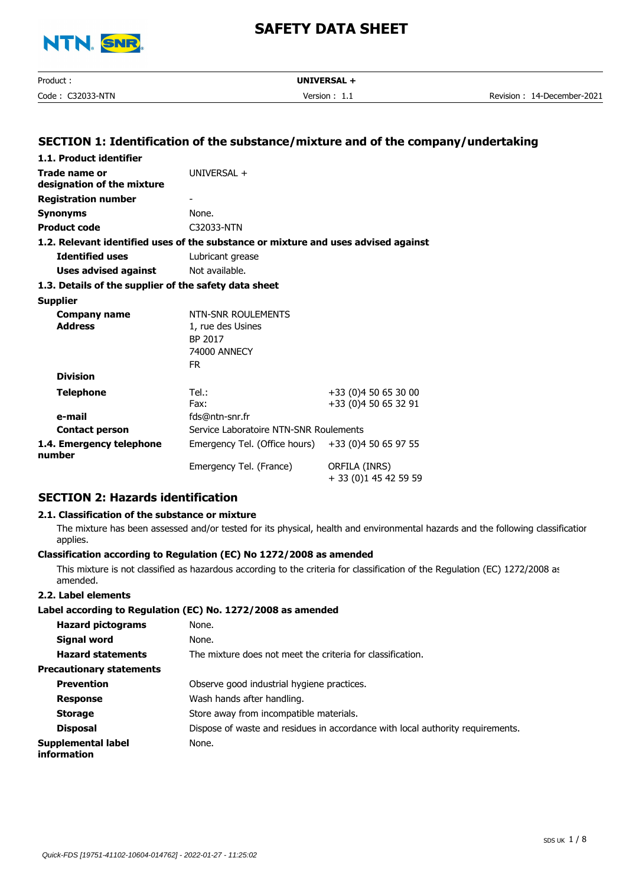# SAFETY DATA SHEET

Product : **UNIVERSAL +**

Code : C32033-NTN | Version : 1.1 | Revision : 14-December-2021

## SECTION 1: Identification of the substance/mixture and of the company/undertaking

### 1.1. Product identifier

| | |
|---|---|
| **Trade name or designation of the mixture** | UNIVERSAL + |
| **Registration number** | - |
| **Synonyms** | None. |
| **Product code** | C32033-NTN |

### 1.2. Relevant identified uses of the substance or mixture and uses advised against

| | |
|---|---|
| **Identified uses** | Lubricant grease |
| **Uses advised against** | Not available. |

### 1.3. Details of the supplier of the safety data sheet

**Supplier**

| | | |
|---|---|---|
| **Company name** | NTN-SNR ROULEMENTS | |
| **Address** | 1, rue des Usines<br>BP 2017<br>74000 ANNECY<br>FR | |
| **Division** | | |
| **Telephone** | Tel.:<br>Fax: | +33 (0)4 50 65 30 00<br>+33 (0)4 50 65 32 91 |
| **e-mail** | fds@ntn-snr.fr | |
| **Contact person** | Service Laboratoire NTN-SNR Roulements | |
| **1.4. Emergency telephone number** | Emergency Tel. (Office hours) | +33 (0)4 50 65 97 55 |
| | Emergency Tel. (France) | ORFILA (INRS)<br>+ 33 (0)1 45 42 59 59 |

## SECTION 2: Hazards identification

### 2.1. Classification of the substance or mixture

The mixture has been assessed and/or tested for its physical, health and environmental hazards and the following classification applies.

**Classification according to Regulation (EC) No 1272/2008 as amended**

This mixture is not classified as hazardous according to the criteria for classification of the Regulation (EC) 1272/2008 as amended.

### 2.2. Label elements

**Label according to Regulation (EC) No. 1272/2008 as amended**

| | |
|---|---|
| **Hazard pictograms** | None. |
| **Signal word** | None. |
| **Hazard statements** | The mixture does not meet the criteria for classification. |
| **Precautionary statements** | |
| **Prevention** | Observe good industrial hygiene practices. |
| **Response** | Wash hands after handling. |
| **Storage** | Store away from incompatible materials. |
| **Disposal** | Dispose of waste and residues in accordance with local authority requirements. |
| **Supplemental label information** | None. |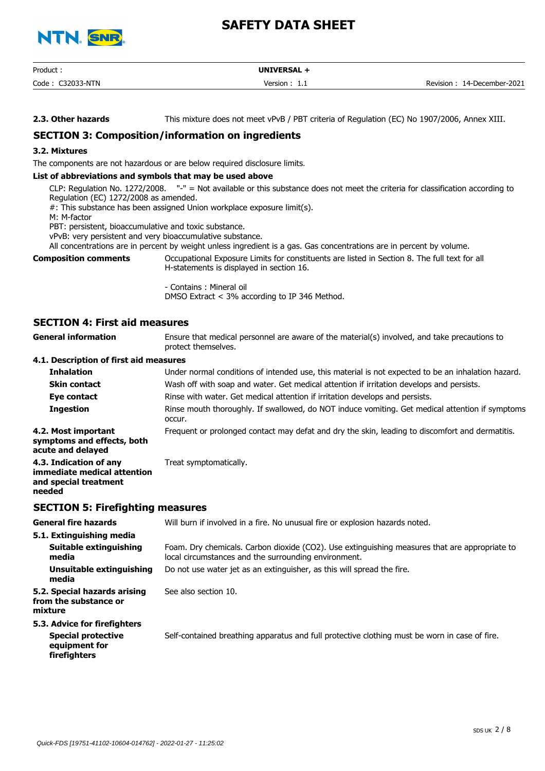**2.3. Other hazards** This mixture does not meet vPvB / PBT criteria of Regulation (EC) No 1907/2006, Annex XIII.

## SECTION 3: Composition/information on ingredients

### 3.2. Mixtures

The components are not hazardous or are below required disclosure limits.

**List of abbreviations and symbols that may be used above**

CLP: Regulation No. 1272/2008. "-" = Not available or this substance does not meet the criteria for classification according to Regulation (EC) 1272/2008 as amended.
#: This substance has been assigned Union workplace exposure limit(s).
M: M-factor
PBT: persistent, bioaccumulative and toxic substance.
vPvB: very persistent and very bioaccumulative substance.
All concentrations are in percent by weight unless ingredient is a gas. Gas concentrations are in percent by volume.

**Composition comments** Occupational Exposure Limits for constituents are listed in Section 8. The full text for all H-statements is displayed in section 16.

- Contains : Mineral oil
DMSO Extract < 3% according to IP 346 Method.

## SECTION 4: First aid measures

**General information** Ensure that medical personnel are aware of the material(s) involved, and take precautions to protect themselves.

### 4.1. Description of first aid measures

**Inhalation** Under normal conditions of intended use, this material is not expected to be an inhalation hazard.

**Skin contact** Wash off with soap and water. Get medical attention if irritation develops and persists.

**Eye contact** Rinse with water. Get medical attention if irritation develops and persists.

**Ingestion** Rinse mouth thoroughly. If swallowed, do NOT induce vomiting. Get medical attention if symptoms occur.

**4.2. Most important symptoms and effects, both acute and delayed** Frequent or prolonged contact may defat and dry the skin, leading to discomfort and dermatitis.

**4.3. Indication of any immediate medical attention and special treatment needed** Treat symptomatically.

## SECTION 5: Firefighting measures

**General fire hazards** Will burn if involved in a fire. No unusual fire or explosion hazards noted.

### 5.1. Extinguishing media

**Suitable extinguishing media** Foam. Dry chemicals. Carbon dioxide ($CO_2$). Use extinguishing measures that are appropriate to local circumstances and the surrounding environment.

**Unsuitable extinguishing media** Do not use water jet as an extinguisher, as this will spread the fire.

**5.2. Special hazards arising from the substance or mixture** See also section 10.

### 5.3. Advice for firefighters

**Special protective equipment for firefighters** Self-contained breathing apparatus and full protective clothing must be worn in case of fire.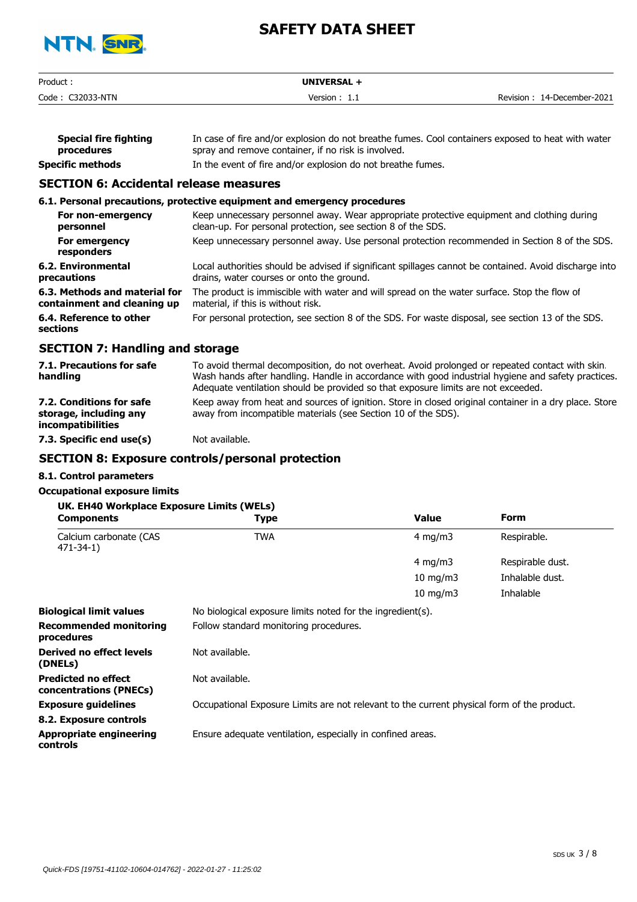| | |
|---|---|
| **Special fire fighting procedures** | In case of fire and/or explosion do not breathe fumes. Cool containers exposed to heat with water spray and remove container, if no risk is involved. |
| **Specific methods** | In the event of fire and/or explosion do not breathe fumes. |

## SECTION 6: Accidental release measures

### 6.1. Personal precautions, protective equipment and emergency procedures

| | |
|---|---|
| **For non-emergency personnel** | Keep unnecessary personnel away. Wear appropriate protective equipment and clothing during clean-up. For personal protection, see section 8 of the SDS. |
| **For emergency responders** | Keep unnecessary personnel away. Use personal protection recommended in Section 8 of the SDS. |
| **6.2. Environmental precautions** | Local authorities should be advised if significant spillages cannot be contained. Avoid discharge into drains, water courses or onto the ground. |
| **6.3. Methods and material for containment and cleaning up** | The product is immiscible with water and will spread on the water surface. Stop the flow of material, if this is without risk. |
| **6.4. Reference to other sections** | For personal protection, see section 8 of the SDS. For waste disposal, see section 13 of the SDS. |

## SECTION 7: Handling and storage

| | |
|---|---|
| **7.1. Precautions for safe handling** | To avoid thermal decomposition, do not overheat. Avoid prolonged or repeated contact with skin. Wash hands after handling. Handle in accordance with good industrial hygiene and safety practices. Adequate ventilation should be provided so that exposure limits are not exceeded. |
| **7.2. Conditions for safe storage, including any incompatibilities** | Keep away from heat and sources of ignition. Store in closed original container in a dry place. Store away from incompatible materials (see Section 10 of the SDS). |
| **7.3. Specific end use(s)** | Not available. |

## SECTION 8: Exposure controls/personal protection

### 8.1. Control parameters

**Occupational exposure limits**

**UK. EH40 Workplace Exposure Limits (WELs)**

| Components | Type | Value | Form |
|---|---|---|---|
| Calcium carbonate (CAS 471-34-1) | TWA | 4 mg/m3 | Respirable. |
| | | 4 mg/m3 | Respirable dust. |
| | | 10 mg/m3 | Inhalable dust. |
| | | 10 mg/m3 | Inhalable |

| | |
|---|---|
| **Biological limit values** | No biological exposure limits noted for the ingredient(s). |
| **Recommended monitoring procedures** | Follow standard monitoring procedures. |
| **Derived no effect levels (DNELs)** | Not available. |
| **Predicted no effect concentrations (PNECs)** | Not available. |
| **Exposure guidelines** | Occupational Exposure Limits are not relevant to the current physical form of the product. |

### 8.2. Exposure controls

| | |
|---|---|
| **Appropriate engineering controls** | Ensure adequate ventilation, especially in confined areas. |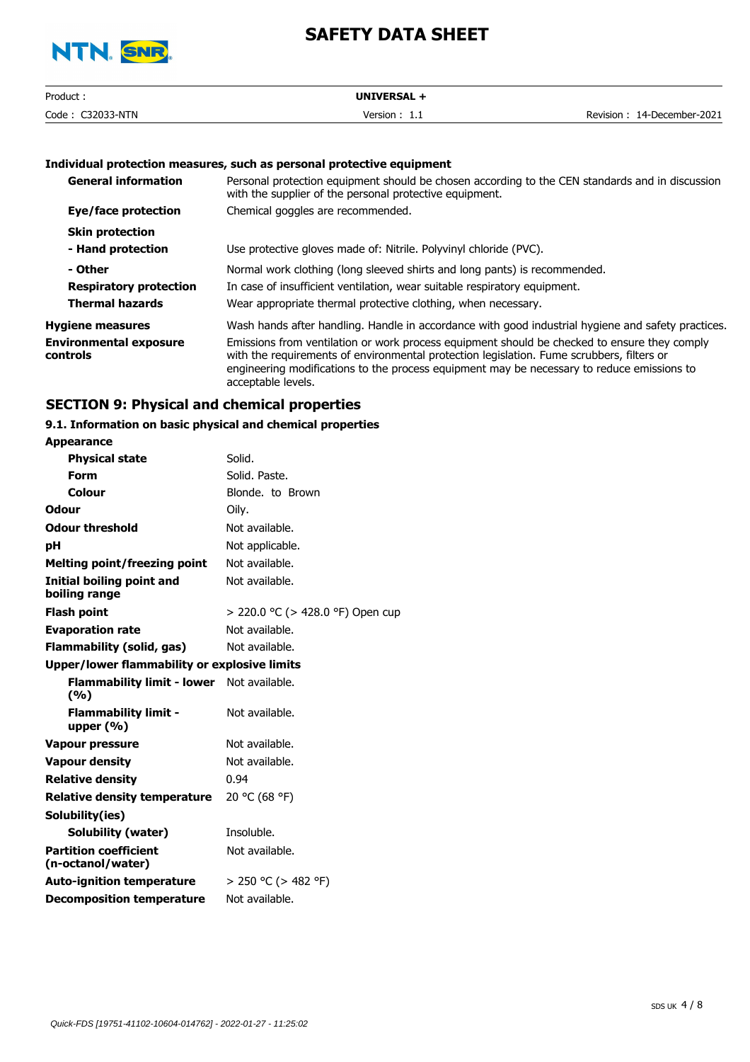#### Individual protection measures, such as personal protective equipment

| | |
|---|---|
| **General information** | Personal protection equipment should be chosen according to the CEN standards and in discussion with the supplier of the personal protective equipment. |
| **Eye/face protection** | Chemical goggles are recommended. |
| **Skin protection** | |
| **- Hand protection** | Use protective gloves made of: Nitrile. Polyvinyl chloride (PVC). |
| **- Other** | Normal work clothing (long sleeved shirts and long pants) is recommended. |
| **Respiratory protection** | In case of insufficient ventilation, wear suitable respiratory equipment. |
| **Thermal hazards** | Wear appropriate thermal protective clothing, when necessary. |
| **Hygiene measures** | Wash hands after handling. Handle in accordance with good industrial hygiene and safety practices. |
| **Environmental exposure controls** | Emissions from ventilation or work process equipment should be checked to ensure they comply with the requirements of environmental protection legislation. Fume scrubbers, filters or engineering modifications to the process equipment may be necessary to reduce emissions to acceptable levels. |

## SECTION 9: Physical and chemical properties

### 9.1. Information on basic physical and chemical properties

| | |
|---|---|
| **Appearance** | |
| **Physical state** | Solid. |
| **Form** | Solid. Paste. |
| **Colour** | Blonde. to Brown |
| **Odour** | Oily. |
| **Odour threshold** | Not available. |
| **pH** | Not applicable. |
| **Melting point/freezing point** | Not available. |
| **Initial boiling point and boiling range** | Not available. |
| **Flash point** | > 220.0 °C (> 428.0 °F) Open cup |
| **Evaporation rate** | Not available. |
| **Flammability (solid, gas)** | Not available. |
| **Upper/lower flammability or explosive limits** | |
| **Flammability limit - lower (%)** | Not available. |
| **Flammability limit - upper (%)** | Not available. |
| **Vapour pressure** | Not available. |
| **Vapour density** | Not available. |
| **Relative density** | 0.94 |
| **Relative density temperature** | 20 °C (68 °F) |
| **Solubility(ies)** | |
| **Solubility (water)** | Insoluble. |
| **Partition coefficient (n-octanol/water)** | Not available. |
| **Auto-ignition temperature** | > 250 °C (> 482 °F) |
| **Decomposition temperature** | Not available. |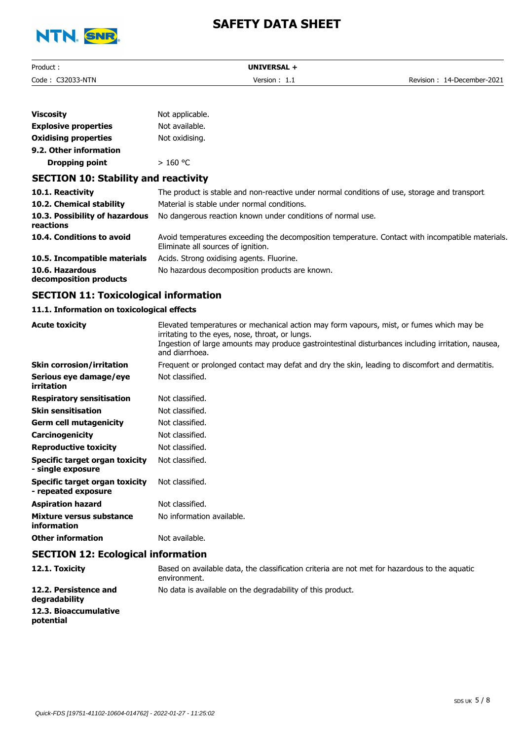| | |
|---|---|
| **Viscosity** | Not applicable. |
| **Explosive properties** | Not available. |
| **Oxidising properties** | Not oxidising. |
| **9.2. Other information** | |
| **Dropping point** | > 160 °C |

## SECTION 10: Stability and reactivity

| | |
|---|---|
| **10.1. Reactivity** | The product is stable and non-reactive under normal conditions of use, storage and transport. |
| **10.2. Chemical stability** | Material is stable under normal conditions. |
| **10.3. Possibility of hazardous reactions** | No dangerous reaction known under conditions of normal use. |
| **10.4. Conditions to avoid** | Avoid temperatures exceeding the decomposition temperature. Contact with incompatible materials. Eliminate all sources of ignition. |
| **10.5. Incompatible materials** | Acids. Strong oxidising agents. Fluorine. |
| **10.6. Hazardous decomposition products** | No hazardous decomposition products are known. |

## SECTION 11: Toxicological information

### 11.1. Information on toxicological effects

| | |
|---|---|
| **Acute toxicity** | Elevated temperatures or mechanical action may form vapours, mist, or fumes which may be irritating to the eyes, nose, throat, or lungs. Ingestion of large amounts may produce gastrointestinal disturbances including irritation, nausea, and diarrhoea. |
| **Skin corrosion/irritation** | Frequent or prolonged contact may defat and dry the skin, leading to discomfort and dermatitis. |
| **Serious eye damage/eye irritation** | Not classified. |
| **Respiratory sensitisation** | Not classified. |
| **Skin sensitisation** | Not classified. |
| **Germ cell mutagenicity** | Not classified. |
| **Carcinogenicity** | Not classified. |
| **Reproductive toxicity** | Not classified. |
| **Specific target organ toxicity - single exposure** | Not classified. |
| **Specific target organ toxicity - repeated exposure** | Not classified. |
| **Aspiration hazard** | Not classified. |
| **Mixture versus substance information** | No information available. |
| **Other information** | Not available. |

## SECTION 12: Ecological information

| | |
|---|---|
| **12.1. Toxicity** | Based on available data, the classification criteria are not met for hazardous to the aquatic environment. |
| **12.2. Persistence and degradability** | No data is available on the degradability of this product. |
| **12.3. Bioaccumulative potential** | |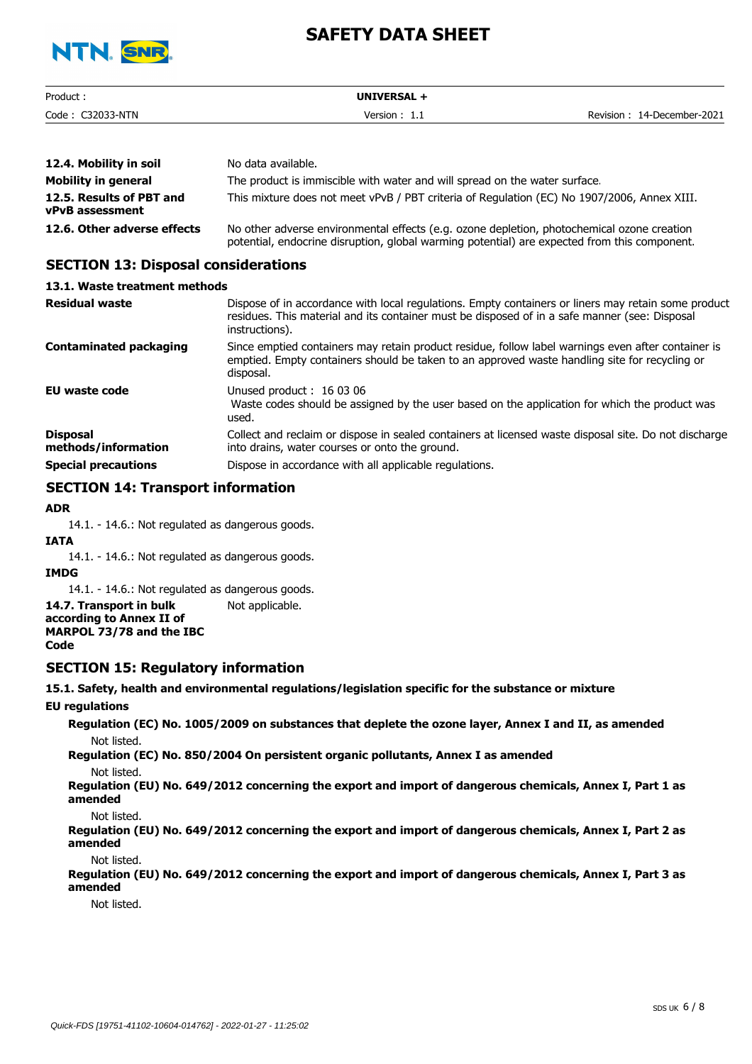| | |
|---|---|
| **12.4. Mobility in soil** | No data available. |
| **Mobility in general** | The product is immiscible with water and will spread on the water surface. |
| **12.5. Results of PBT and vPvB assessment** | This mixture does not meet vPvB / PBT criteria of Regulation (EC) No 1907/2006, Annex XIII. |
| **12.6. Other adverse effects** | No other adverse environmental effects (e.g. ozone depletion, photochemical ozone creation potential, endocrine disruption, global warming potential) are expected from this component. |

## SECTION 13: Disposal considerations

### 13.1. Waste treatment methods

| | |
|---|---|
| **Residual waste** | Dispose of in accordance with local regulations. Empty containers or liners may retain some product residues. This material and its container must be disposed of in a safe manner (see: Disposal instructions). |
| **Contaminated packaging** | Since emptied containers may retain product residue, follow label warnings even after container is emptied. Empty containers should be taken to an approved waste handling site for recycling or disposal. |
| **EU waste code** | Unused product : 16 03 06<br>Waste codes should be assigned by the user based on the application for which the product was used. |
| **Disposal methods/information** | Collect and reclaim or dispose in sealed containers at licensed waste disposal site. Do not discharge into drains, water courses or onto the ground. |
| **Special precautions** | Dispose in accordance with all applicable regulations. |

## SECTION 14: Transport information

**ADR**

14.1. - 14.6.: Not regulated as dangerous goods.

**IATA**

14.1. - 14.6.: Not regulated as dangerous goods.

**IMDG**

14.1. - 14.6.: Not regulated as dangerous goods.

| | |
|---|---|
| **14.7. Transport in bulk according to Annex II of MARPOL 73/78 and the IBC Code** | Not applicable. |

## SECTION 15: Regulatory information

### 15.1. Safety, health and environmental regulations/legislation specific for the substance or mixture

**EU regulations**

**Regulation (EC) No. 1005/2009 on substances that deplete the ozone layer, Annex I and II, as amended**

Not listed.

**Regulation (EC) No. 850/2004 On persistent organic pollutants, Annex I as amended**

Not listed.

**Regulation (EU) No. 649/2012 concerning the export and import of dangerous chemicals, Annex I, Part 1 as amended**

Not listed.

**Regulation (EU) No. 649/2012 concerning the export and import of dangerous chemicals, Annex I, Part 2 as amended**

Not listed.

**Regulation (EU) No. 649/2012 concerning the export and import of dangerous chemicals, Annex I, Part 3 as amended**

Not listed.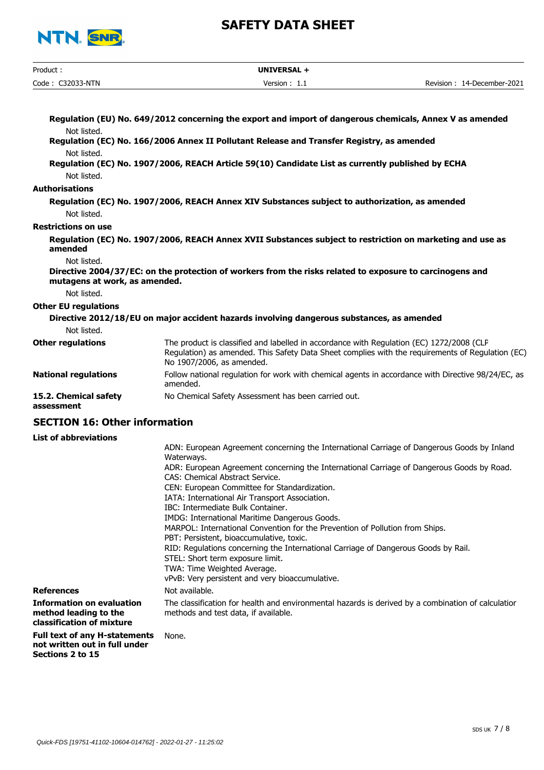**Regulation (EU) No. 649/2012 concerning the export and import of dangerous chemicals, Annex V as amended**

Not listed.

**Regulation (EC) No. 166/2006 Annex II Pollutant Release and Transfer Registry, as amended**

Not listed.

**Regulation (EC) No. 1907/2006, REACH Article 59(10) Candidate List as currently published by ECHA**

Not listed.

**Authorisations**

**Regulation (EC) No. 1907/2006, REACH Annex XIV Substances subject to authorization, as amended**

Not listed.

**Restrictions on use**

**Regulation (EC) No. 1907/2006, REACH Annex XVII Substances subject to restriction on marketing and use as amended**

Not listed.

**Directive 2004/37/EC: on the protection of workers from the risks related to exposure to carcinogens and mutagens at work, as amended.**

Not listed.

**Other EU regulations**

**Directive 2012/18/EU on major accident hazards involving dangerous substances, as amended**

Not listed.

| | |
|---|---|
| **Other regulations** | The product is classified and labelled in accordance with Regulation (EC) 1272/2008 (CLP Regulation) as amended. This Safety Data Sheet complies with the requirements of Regulation (EC) No 1907/2006, as amended. |
| **National regulations** | Follow national regulation for work with chemical agents in accordance with Directive 98/24/EC, as amended. |
| **15.2. Chemical safety assessment** | No Chemical Safety Assessment has been carried out. |

## SECTION 16: Other information

**List of abbreviations**

ADN: European Agreement concerning the International Carriage of Dangerous Goods by Inland Waterways.
ADR: European Agreement concerning the International Carriage of Dangerous Goods by Road.
CAS: Chemical Abstract Service.
CEN: European Committee for Standardization.
IATA: International Air Transport Association.
IBC: Intermediate Bulk Container.
IMDG: International Maritime Dangerous Goods.
MARPOL: International Convention for the Prevention of Pollution from Ships.
PBT: Persistent, bioaccumulative, toxic.
RID: Regulations concerning the International Carriage of Dangerous Goods by Rail.
STEL: Short term exposure limit.
TWA: Time Weighted Average.
vPvB: Very persistent and very bioaccumulative.

| | |
|---|---|
| **References** | Not available. |
| **Information on evaluation method leading to the classification of mixture** | The classification for health and environmental hazards is derived by a combination of calculation methods and test data, if available. |
| **Full text of any H-statements not written out in full under Sections 2 to 15** | None. |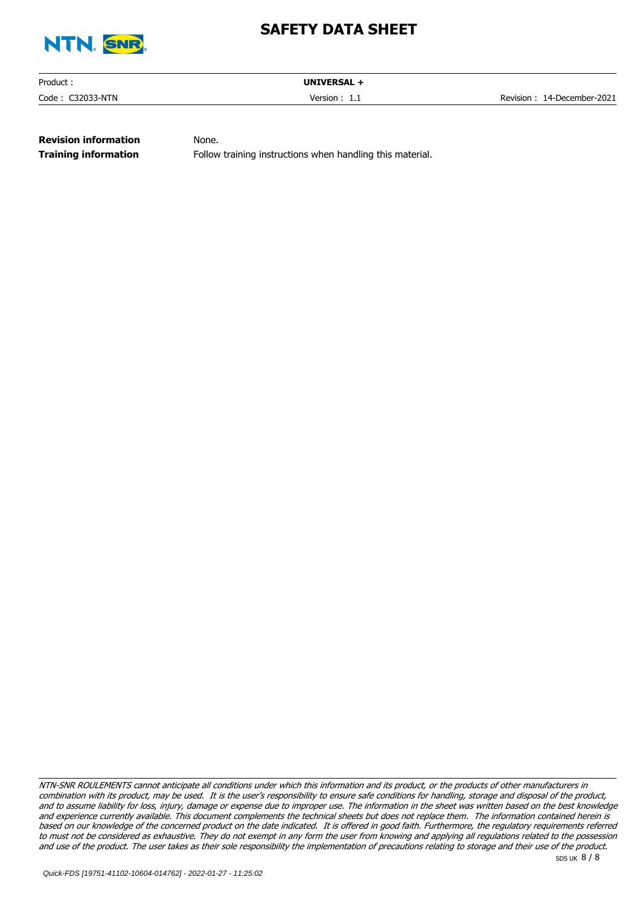| | |
|---|---|
| **Revision information** | None. |
| **Training information** | Follow training instructions when handling this material. |

*NTN-SNR ROULEMENTS cannot anticipate all conditions under which this information and its product, or the products of other manufacturers in combination with its product, may be used. It is the user's responsibility to ensure safe conditions for handling, storage and disposal of the product, and to assume liability for loss, injury, damage or expense due to improper use. The information in the sheet was written based on the best knowledge and experience currently available. This document complements the technical sheets but does not replace them. The information contained herein is based on our knowledge of the concerned product on the date indicated. It is offered in good faith. Furthermore, the regulatory requirements referred to must not be considered as exhaustive. They do not exempt in any form the user from knowing and applying all regulations related to the possession and use of the product. The user takes as their sole responsibility the implementation of precautions relating to storage and their use of the product.*